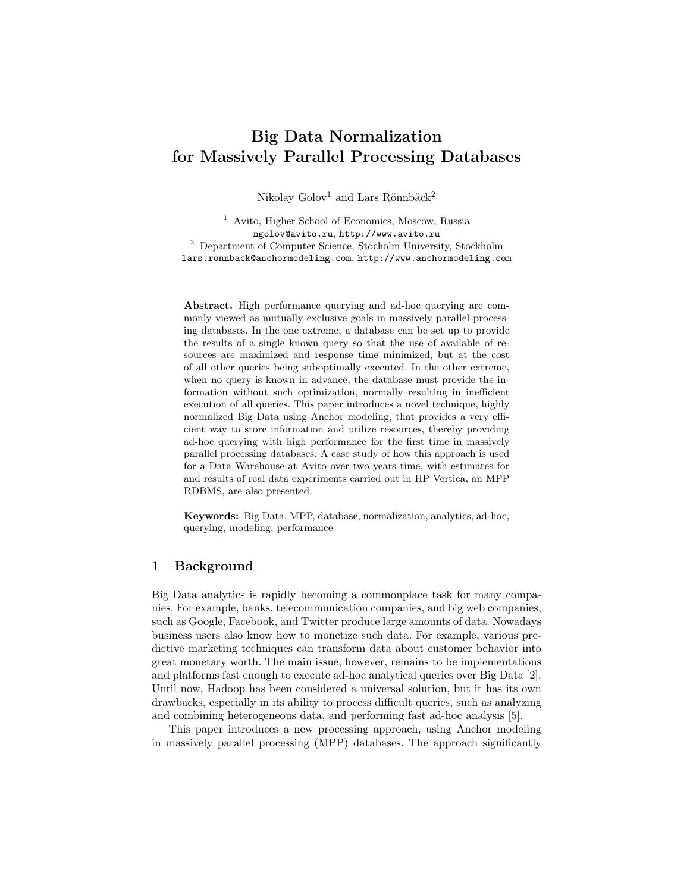# Big Data Normalization for Massively Parallel Processing Databases

Nikolay Golov[1] and Lars Rönnbäck[2]

[1] Avito, Higher School of Economics, Moscow, Russia
ngolov@avito.ru, http://www.avito.ru
[2] Department of Computer Science, Stocholm University, Stockholm
lars.ronnback@anchormodeling.com, http://www.anchormodeling.com

**Abstract.** High performance querying and ad-hoc querying are commonly viewed as mutually exclusive goals in massively parallel processing databases. In the one extreme, a database can be set up to provide the results of a single known query so that the use of available of resources are maximized and response time minimized, but at the cost of all other queries being suboptimally executed. In the other extreme, when no query is known in advance, the database must provide the information without such optimization, normally resulting in inefficient execution of all queries. This paper introduces a novel technique, highly normalized Big Data using Anchor modeling, that provides a very efficient way to store information and utilize resources, thereby providing ad-hoc querying with high performance for the first time in massively parallel processing databases. A case study of how this approach is used for a Data Warehouse at Avito over two years time, with estimates for and results of real data experiments carried out in HP Vertica, an MPP RDBMS, are also presented.

**Keywords:** Big Data, MPP, database, normalization, analytics, ad-hoc, querying, modeling, performance

## 1 Background

Big Data analytics is rapidly becoming a commonplace task for many companies. For example, banks, telecommunication companies, and big web companies, such as Google, Facebook, and Twitter produce large amounts of data. Nowadays business users also know how to monetize such data. For example, various predictive marketing techniques can transform data about customer behavior into great monetary worth. The main issue, however, remains to be implementations and platforms fast enough to execute ad-hoc analytical queries over Big Data [2]. Until now, Hadoop has been considered a universal solution, but it has its own drawbacks, especially in its ability to process difficult queries, such as analyzing and combining heterogeneous data, and performing fast ad-hoc analysis [5].

This paper introduces a new processing approach, using Anchor modeling in massively parallel processing (MPP) databases. The approach significantly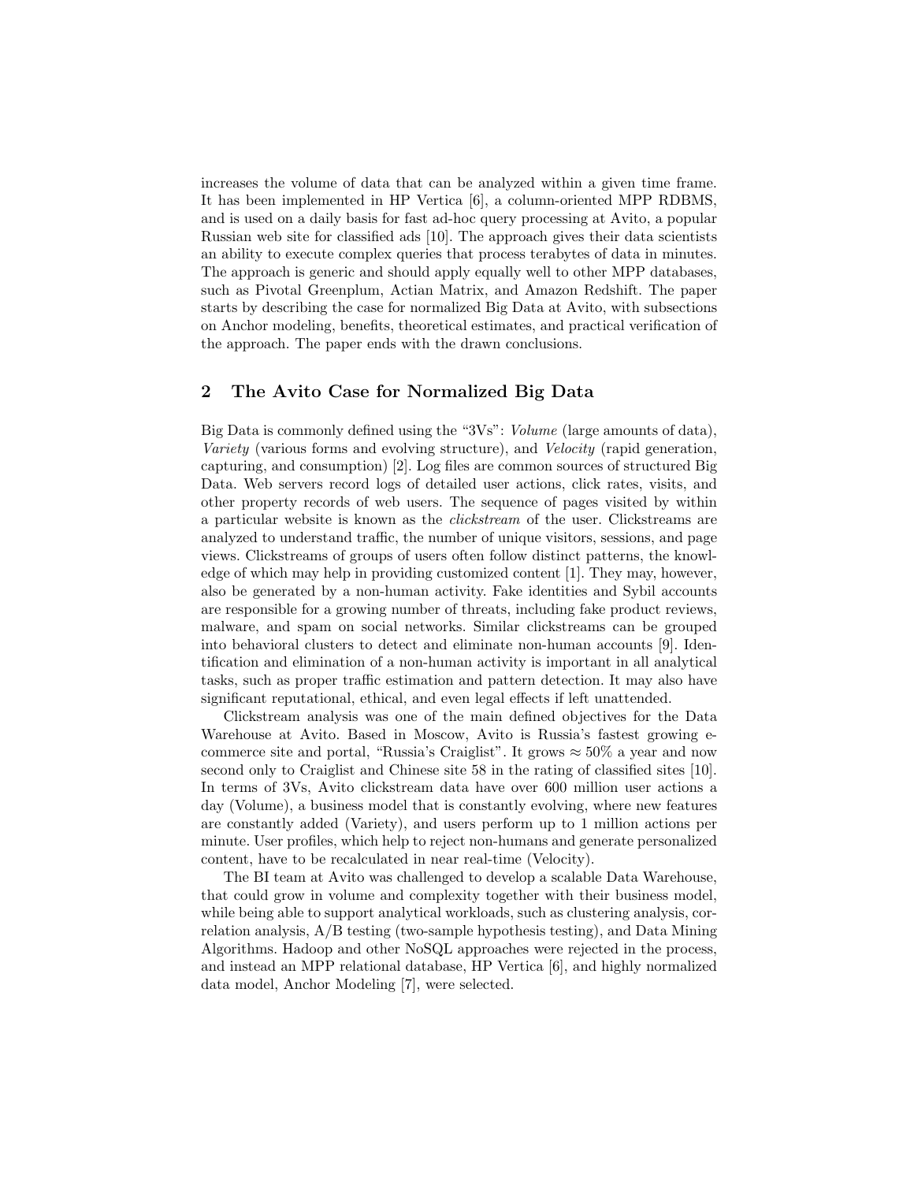increases the volume of data that can be analyzed within a given time frame. It has been implemented in HP Vertica [6], a column-oriented MPP RDBMS, and is used on a daily basis for fast ad-hoc query processing at Avito, a popular Russian web site for classified ads [10]. The approach gives their data scientists an ability to execute complex queries that process terabytes of data in minutes. The approach is generic and should apply equally well to other MPP databases, such as Pivotal Greenplum, Actian Matrix, and Amazon Redshift. The paper starts by describing the case for normalized Big Data at Avito, with subsections on Anchor modeling, benefits, theoretical estimates, and practical verification of the approach. The paper ends with the drawn conclusions.

## 2 The Avito Case for Normalized Big Data

Big Data is commonly defined using the "3Vs": *Volume* (large amounts of data), *Variety* (various forms and evolving structure), and *Velocity* (rapid generation, capturing, and consumption) [2]. Log files are common sources of structured Big Data. Web servers record logs of detailed user actions, click rates, visits, and other property records of web users. The sequence of pages visited by within a particular website is known as the *clickstream* of the user. Clickstreams are analyzed to understand traffic, the number of unique visitors, sessions, and page views. Clickstreams of groups of users often follow distinct patterns, the knowledge of which may help in providing customized content [1]. They may, however, also be generated by a non-human activity. Fake identities and Sybil accounts are responsible for a growing number of threats, including fake product reviews, malware, and spam on social networks. Similar clickstreams can be grouped into behavioral clusters to detect and eliminate non-human accounts [9]. Identification and elimination of a non-human activity is important in all analytical tasks, such as proper traffic estimation and pattern detection. It may also have significant reputational, ethical, and even legal effects if left unattended.

Clickstream analysis was one of the main defined objectives for the Data Warehouse at Avito. Based in Moscow, Avito is Russia's fastest growing e-commerce site and portal, "Russia's Craiglist". It grows $\approx 50\%$ a year and now second only to Craiglist and Chinese site 58 in the rating of classified sites [10]. In terms of 3Vs, Avito clickstream data have over 600 million user actions a day (Volume), a business model that is constantly evolving, where new features are constantly added (Variety), and users perform up to 1 million actions per minute. User profiles, which help to reject non-humans and generate personalized content, have to be recalculated in near real-time (Velocity).

The BI team at Avito was challenged to develop a scalable Data Warehouse, that could grow in volume and complexity together with their business model, while being able to support analytical workloads, such as clustering analysis, correlation analysis, A/B testing (two-sample hypothesis testing), and Data Mining Algorithms. Hadoop and other NoSQL approaches were rejected in the process, and instead an MPP relational database, HP Vertica [6], and highly normalized data model, Anchor Modeling [7], were selected.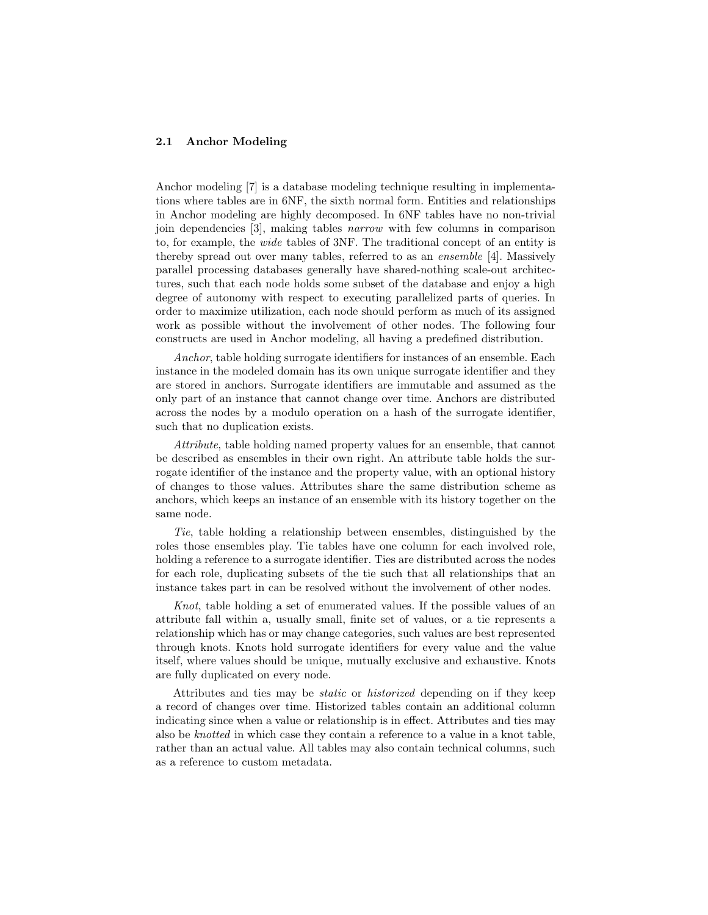### 2.1 Anchor Modeling

Anchor modeling [7] is a database modeling technique resulting in implementations where tables are in 6NF, the sixth normal form. Entities and relationships in Anchor modeling are highly decomposed. In 6NF tables have no non-trivial join dependencies [3], making tables *narrow* with few columns in comparison to, for example, the *wide* tables of 3NF. The traditional concept of an entity is thereby spread out over many tables, referred to as an *ensemble* [4]. Massively parallel processing databases generally have shared-nothing scale-out architectures, such that each node holds some subset of the database and enjoy a high degree of autonomy with respect to executing parallelized parts of queries. In order to maximize utilization, each node should perform as much of its assigned work as possible without the involvement of other nodes. The following four constructs are used in Anchor modeling, all having a predefined distribution.

*Anchor*, table holding surrogate identifiers for instances of an ensemble. Each instance in the modeled domain has its own unique surrogate identifier and they are stored in anchors. Surrogate identifiers are immutable and assumed as the only part of an instance that cannot change over time. Anchors are distributed across the nodes by a modulo operation on a hash of the surrogate identifier, such that no duplication exists.

*Attribute*, table holding named property values for an ensemble, that cannot be described as ensembles in their own right. An attribute table holds the surrogate identifier of the instance and the property value, with an optional history of changes to those values. Attributes share the same distribution scheme as anchors, which keeps an instance of an ensemble with its history together on the same node.

*Tie*, table holding a relationship between ensembles, distinguished by the roles those ensembles play. Tie tables have one column for each involved role, holding a reference to a surrogate identifier. Ties are distributed across the nodes for each role, duplicating subsets of the tie such that all relationships that an instance takes part in can be resolved without the involvement of other nodes.

*Knot*, table holding a set of enumerated values. If the possible values of an attribute fall within a, usually small, finite set of values, or a tie represents a relationship which has or may change categories, such values are best represented through knots. Knots hold surrogate identifiers for every value and the value itself, where values should be unique, mutually exclusive and exhaustive. Knots are fully duplicated on every node.

Attributes and ties may be *static* or *historized* depending on if they keep a record of changes over time. Historized tables contain an additional column indicating since when a value or relationship is in effect. Attributes and ties may also be *knotted* in which case they contain a reference to a value in a knot table, rather than an actual value. All tables may also contain technical columns, such as a reference to custom metadata.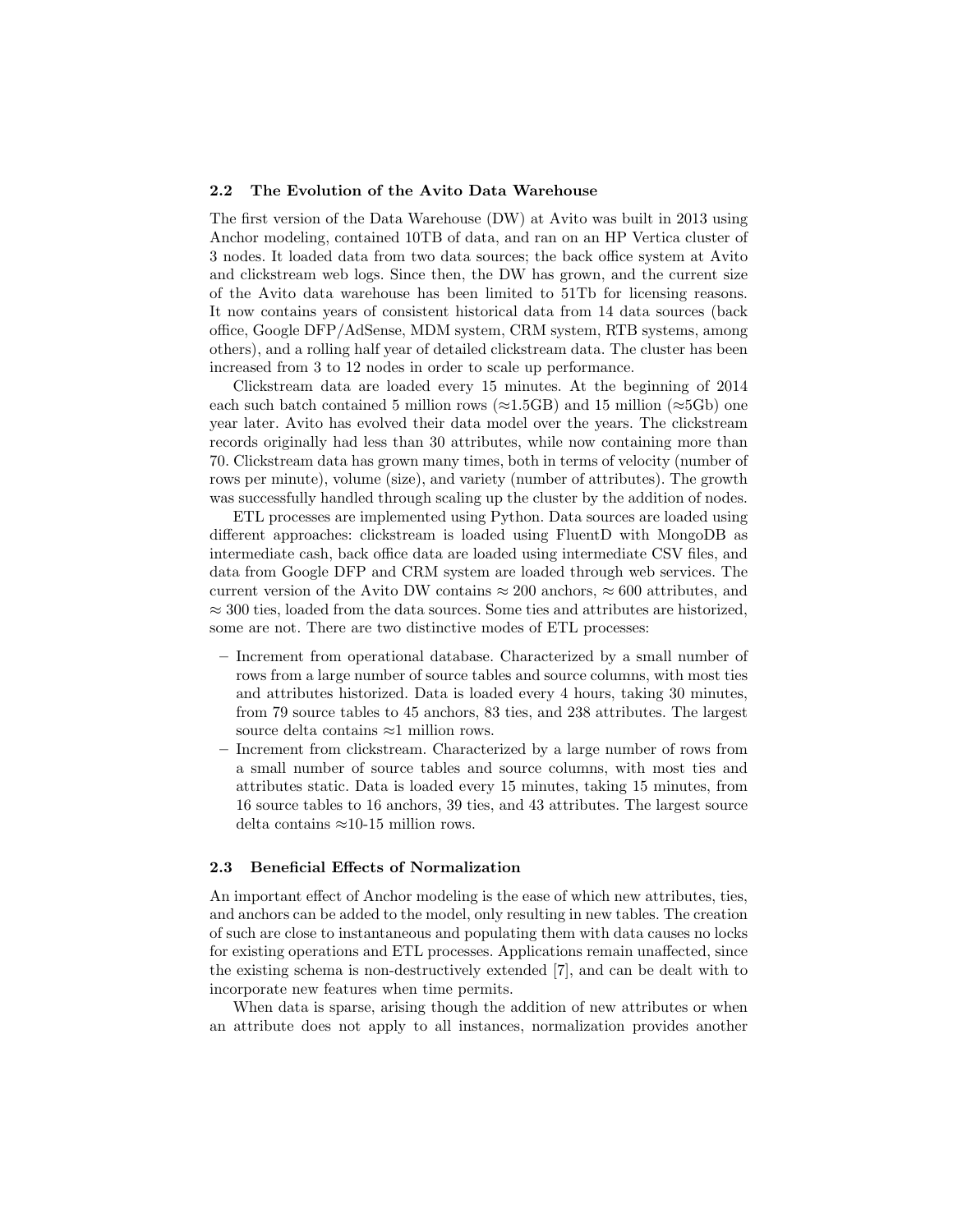### 2.2 The Evolution of the Avito Data Warehouse

The first version of the Data Warehouse (DW) at Avito was built in 2013 using Anchor modeling, contained 10TB of data, and ran on an HP Vertica cluster of 3 nodes. It loaded data from two data sources; the back office system at Avito and clickstream web logs. Since then, the DW has grown, and the current size of the Avito data warehouse has been limited to 51Tb for licensing reasons. It now contains years of consistent historical data from 14 data sources (back office, Google DFP/AdSense, MDM system, CRM system, RTB systems, among others), and a rolling half year of detailed clickstream data. The cluster has been increased from 3 to 12 nodes in order to scale up performance.

Clickstream data are loaded every 15 minutes. At the beginning of 2014 each such batch contained 5 million rows ($\approx$1.5GB) and 15 million ($\approx$5Gb) one year later. Avito has evolved their data model over the years. The clickstream records originally had less than 30 attributes, while now containing more than 70. Clickstream data has grown many times, both in terms of velocity (number of rows per minute), volume (size), and variety (number of attributes). The growth was successfully handled through scaling up the cluster by the addition of nodes.

ETL processes are implemented using Python. Data sources are loaded using different approaches: clickstream is loaded using FluentD with MongoDB as intermediate cash, back office data are loaded using intermediate CSV files, and data from Google DFP and CRM system are loaded through web services. The current version of the Avito DW contains $\approx$ 200 anchors, $\approx$ 600 attributes, and $\approx$ 300 ties, loaded from the data sources. Some ties and attributes are historized, some are not. There are two distinctive modes of ETL processes:

- Increment from operational database. Characterized by a small number of rows from a large number of source tables and source columns, with most ties and attributes historized. Data is loaded every 4 hours, taking 30 minutes, from 79 source tables to 45 anchors, 83 ties, and 238 attributes. The largest source delta contains $\approx$1 million rows.
- Increment from clickstream. Characterized by a large number of rows from a small number of source tables and source columns, with most ties and attributes static. Data is loaded every 15 minutes, taking 15 minutes, from 16 source tables to 16 anchors, 39 ties, and 43 attributes. The largest source delta contains $\approx$10-15 million rows.

### 2.3 Beneficial Effects of Normalization

An important effect of Anchor modeling is the ease of which new attributes, ties, and anchors can be added to the model, only resulting in new tables. The creation of such are close to instantaneous and populating them with data causes no locks for existing operations and ETL processes. Applications remain unaffected, since the existing schema is non-destructively extended [7], and can be dealt with to incorporate new features when time permits.

When data is sparse, arising though the addition of new attributes or when an attribute does not apply to all instances, normalization provides another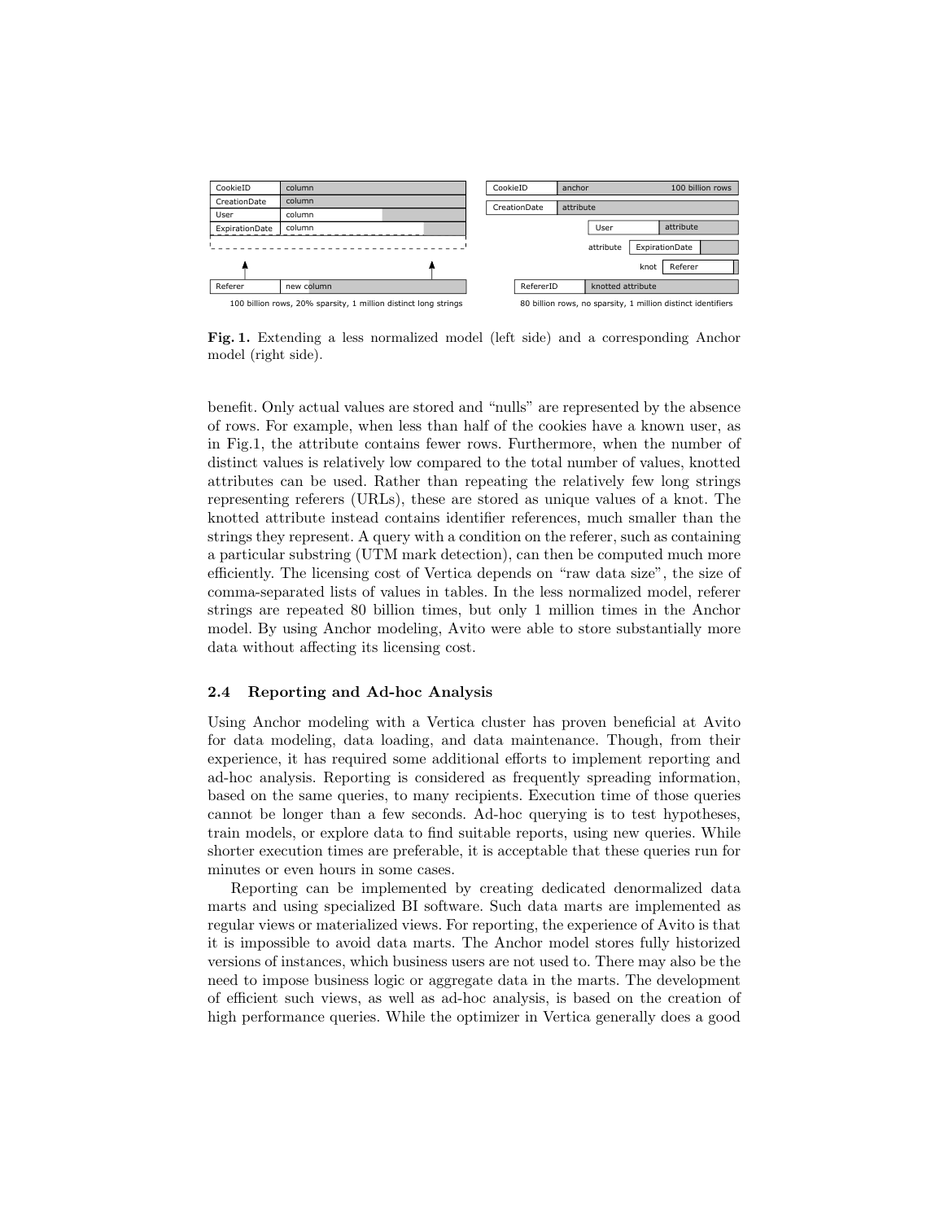CookieID column
CreationDate column
User column
ExpirationDate column
Referer new column
100 billion rows, 20% sparsity, 1 million distinct long strings

CookieID anchor 100 billion rows
CreationDate attribute
User attribute
attribute ExpirationDate
knot Referer
RefererID knotted attribute
80 billion rows, no sparsity, 1 million distinct identifiers

**Fig. 1.** Extending a less normalized model (left side) and a corresponding Anchor model (right side).

benefit. Only actual values are stored and "nulls" are represented by the absence of rows. For example, when less than half of the cookies have a known user, as in Fig.1, the attribute contains fewer rows. Furthermore, when the number of distinct values is relatively low compared to the total number of values, knotted attributes can be used. Rather than repeating the relatively few long strings representing referers (URLs), these are stored as unique values of a knot. The knotted attribute instead contains identifier references, much smaller than the strings they represent. A query with a condition on the referer, such as containing a particular substring (UTM mark detection), can then be computed much more efficiently. The licensing cost of Vertica depends on "raw data size", the size of comma-separated lists of values in tables. In the less normalized model, referer strings are repeated 80 billion times, but only 1 million times in the Anchor model. By using Anchor modeling, Avito were able to store substantially more data without affecting its licensing cost.

### 2.4 Reporting and Ad-hoc Analysis

Using Anchor modeling with a Vertica cluster has proven beneficial at Avito for data modeling, data loading, and data maintenance. Though, from their experience, it has required some additional efforts to implement reporting and ad-hoc analysis. Reporting is considered as frequently spreading information, based on the same queries, to many recipients. Execution time of those queries cannot be longer than a few seconds. Ad-hoc querying is to test hypotheses, train models, or explore data to find suitable reports, using new queries. While shorter execution times are preferable, it is acceptable that these queries run for minutes or even hours in some cases.

Reporting can be implemented by creating dedicated denormalized data marts and using specialized BI software. Such data marts are implemented as regular views or materialized views. For reporting, the experience of Avito is that it is impossible to avoid data marts. The Anchor model stores fully historized versions of instances, which business users are not used to. There may also be the need to impose business logic or aggregate data in the marts. The development of efficient such views, as well as ad-hoc analysis, is based on the creation of high performance queries. While the optimizer in Vertica generally does a good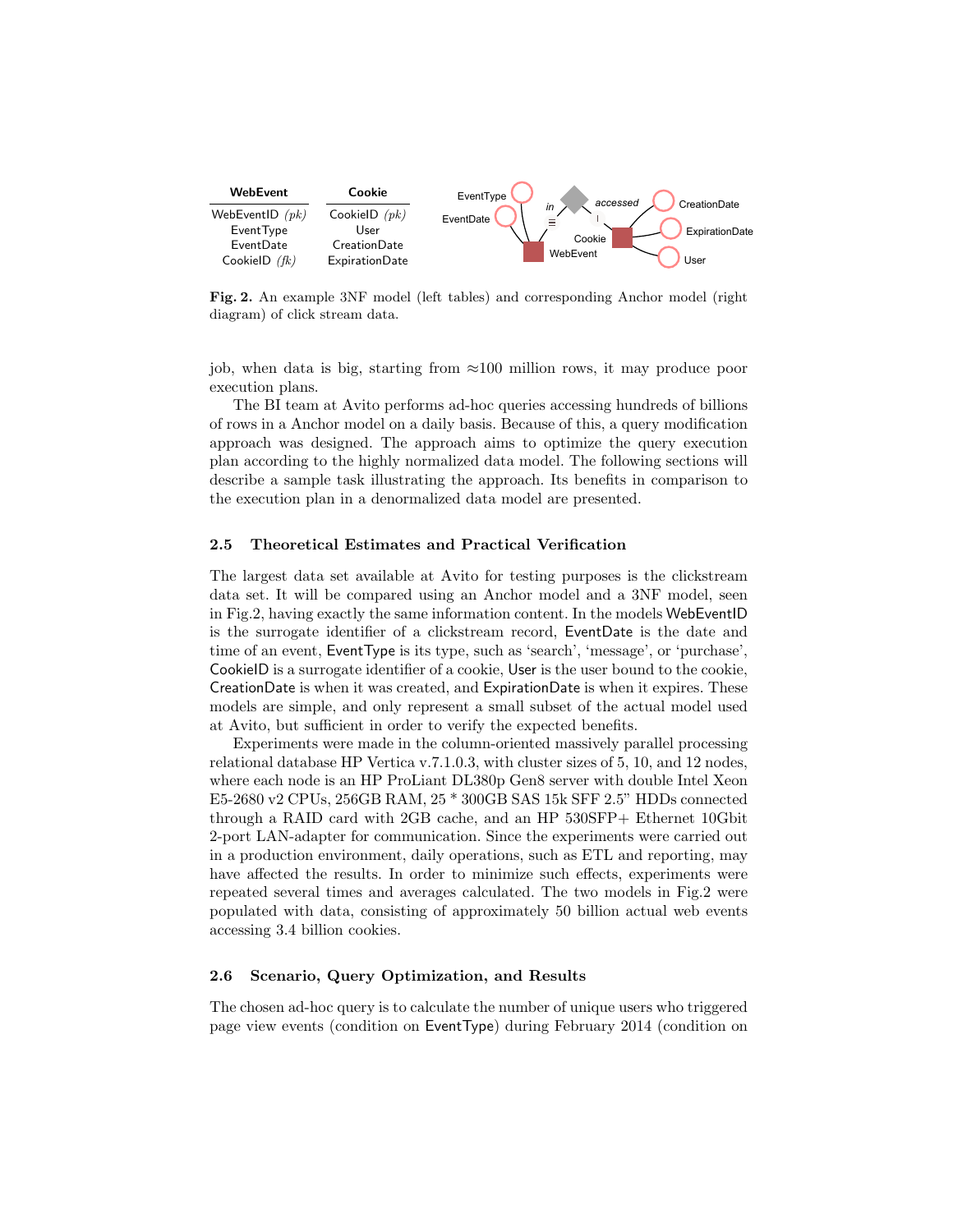| WebEvent | Cookie |
|---|---|
| WebEventID *(pk)* | CookieID *(pk)* |
| EventType | User |
| EventDate | CreationDate |
| CookieID *(fk)* | ExpirationDate |

**Fig. 2.** An example 3NF model (left tables) and corresponding Anchor model (right diagram) of click stream data.

job, when data is big, starting from ≈100 million rows, it may produce poor execution plans.

The BI team at Avito performs ad-hoc queries accessing hundreds of billions of rows in a Anchor model on a daily basis. Because of this, a query modification approach was designed. The approach aims to optimize the query execution plan according to the highly normalized data model. The following sections will describe a sample task illustrating the approach. Its benefits in comparison to the execution plan in a denormalized data model are presented.

### 2.5 Theoretical Estimates and Practical Verification

The largest data set available at Avito for testing purposes is the clickstream data set. It will be compared using an Anchor model and a 3NF model, seen in Fig.2, having exactly the same information content. In the models WebEventID is the surrogate identifier of a clickstream record, EventDate is the date and time of an event, EventType is its type, such as 'search', 'message', or 'purchase', CookieID is a surrogate identifier of a cookie, User is the user bound to the cookie, CreationDate is when it was created, and ExpirationDate is when it expires. These models are simple, and only represent a small subset of the actual model used at Avito, but sufficient in order to verify the expected benefits.

Experiments were made in the column-oriented massively parallel processing relational database HP Vertica v.7.1.0.3, with cluster sizes of 5, 10, and 12 nodes, where each node is an HP ProLiant DL380p Gen8 server with double Intel Xeon E5-2680 v2 CPUs, 256GB RAM, 25 * 300GB SAS 15k SFF 2.5" HDDs connected through a RAID card with 2GB cache, and an HP 530SFP+ Ethernet 10Gbit 2-port LAN-adapter for communication. Since the experiments were carried out in a production environment, daily operations, such as ETL and reporting, may have affected the results. In order to minimize such effects, experiments were repeated several times and averages calculated. The two models in Fig.2 were populated with data, consisting of approximately 50 billion actual web events accessing 3.4 billion cookies.

### 2.6 Scenario, Query Optimization, and Results

The chosen ad-hoc query is to calculate the number of unique users who triggered page view events (condition on EventType) during February 2014 (condition on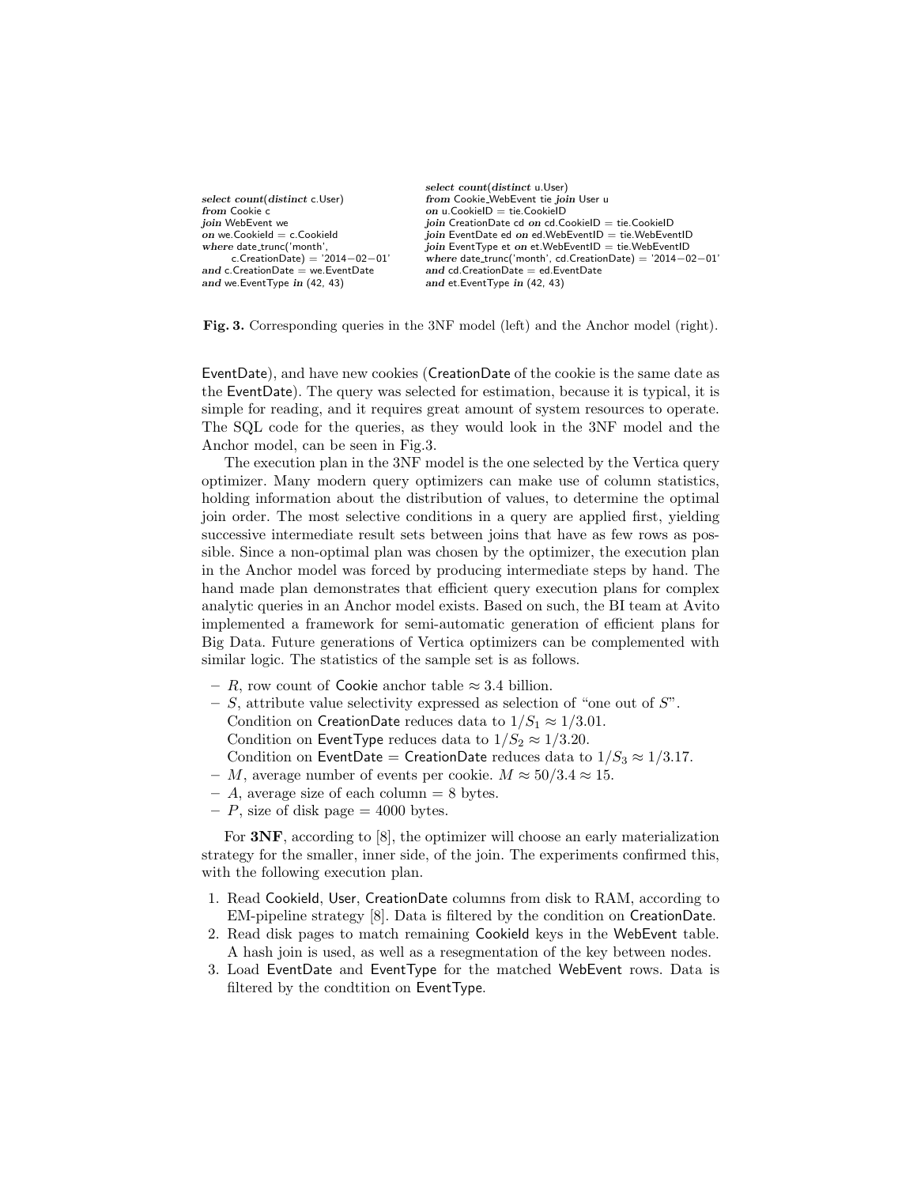```
select count(distinct c.User)
from Cookie c
join WebEvent we
on we.CookieId = c.CookieId
where date_trunc('month',
      c.CreationDate) = '2014-02-01'
and c.CreationDate = we.EventDate
and we.EventType in (42, 43)
```

```
select count(distinct u.User)
from Cookie_WebEvent tie join User u
on u.CookieID = tie.CookieID
join CreationDate cd on cd.CookieID = tie.CookieID
join EventDate ed on ed.WebEventID = tie.WebEventID
join EventType et on et.WebEventID = tie.WebEventID
where date_trunc('month', cd.CreationDate) = '2014-02-01'
and cd.CreationDate = ed.EventDate
and et.EventType in (42, 43)
```

**Fig. 3.** Corresponding queries in the 3NF model (left) and the Anchor model (right).

EventDate), and have new cookies (CreationDate of the cookie is the same date as the EventDate). The query was selected for estimation, because it is typical, it is simple for reading, and it requires great amount of system resources to operate. The SQL code for the queries, as they would look in the 3NF model and the Anchor model, can be seen in Fig.3.

The execution plan in the 3NF model is the one selected by the Vertica query optimizer. Many modern query optimizers can make use of column statistics, holding information about the distribution of values, to determine the optimal join order. The most selective conditions in a query are applied first, yielding successive intermediate result sets between joins that have as few rows as possible. Since a non-optimal plan was chosen by the optimizer, the execution plan in the Anchor model was forced by producing intermediate steps by hand. The hand made plan demonstrates that efficient query execution plans for complex analytic queries in an Anchor model exists. Based on such, the BI team at Avito implemented a framework for semi-automatic generation of efficient plans for Big Data. Future generations of Vertica optimizers can be complemented with similar logic. The statistics of the sample set is as follows.

- $R$, row count of Cookie anchor table ≈ 3.4 billion.
- $S$, attribute value selectivity expressed as selection of "one out of $S$".
  Condition on CreationDate reduces data to $1/S_1 \approx 1/3.01$.
  Condition on EventType reduces data to $1/S_2 \approx 1/3.20$.
  Condition on EventDate = CreationDate reduces data to $1/S_3 \approx 1/3.17$.
- $M$, average number of events per cookie. $M \approx 50/3.4 \approx 15$.
- $A$, average size of each column = 8 bytes.
- $P$, size of disk page = 4000 bytes.

For **3NF**, according to [8], the optimizer will choose an early materialization strategy for the smaller, inner side, of the join. The experiments confirmed this, with the following execution plan.

1. Read CookieId, User, CreationDate columns from disk to RAM, according to EM-pipeline strategy [8]. Data is filtered by the condition on CreationDate.
2. Read disk pages to match remaining CookieId keys in the WebEvent table. A hash join is used, as well as a resegmentation of the key between nodes.
3. Load EventDate and EventType for the matched WebEvent rows. Data is filtered by the condtition on EventType.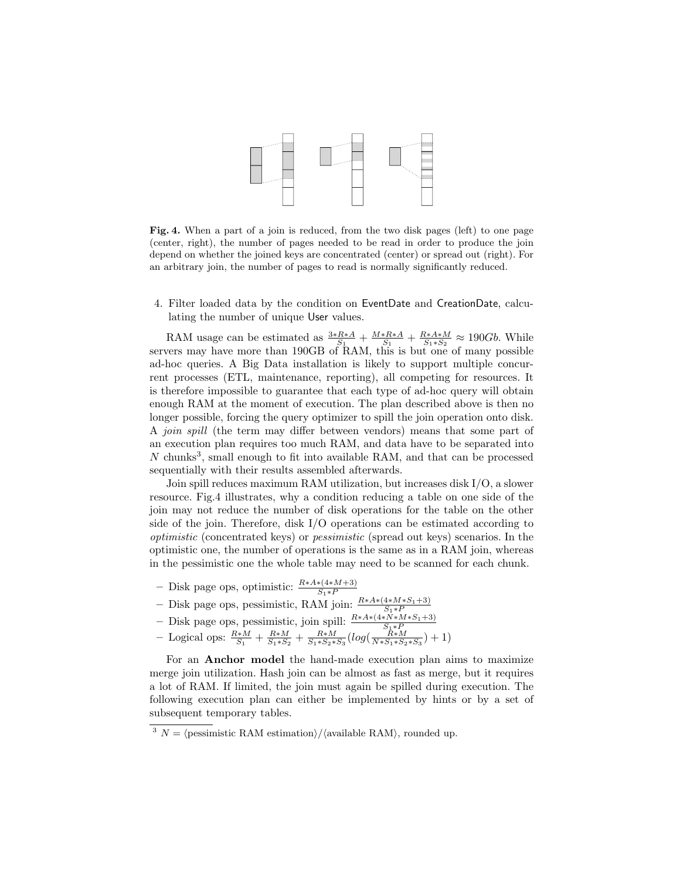**Fig. 4.** When a part of a join is reduced, from the two disk pages (left) to one page (center, right), the number of pages needed to be read in order to produce the join depend on whether the joined keys are concentrated (center) or spread out (right). For an arbitrary join, the number of pages to read is normally significantly reduced.

4. Filter loaded data by the condition on EventDate and CreationDate, calculating the number of unique User values.

RAM usage can be estimated as $\frac{3*R*A}{S_1} + \frac{M*R*A}{S_1} + \frac{R*A*M}{S_1*S_2} \approx 190Gb$. While servers may have more than 190GB of RAM, this is but one of many possible ad-hoc queries. A Big Data installation is likely to support multiple concurrent processes (ETL, maintenance, reporting), all competing for resources. It is therefore impossible to guarantee that each type of ad-hoc query will obtain enough RAM at the moment of execution. The plan described above is then no longer possible, forcing the query optimizer to spill the join operation onto disk. A *join spill* (the term may differ between vendors) means that some part of an execution plan requires too much RAM, and data have to be separated into $N$ chunks[3], small enough to fit into available RAM, and that can be processed sequentially with their results assembled afterwards.

Join spill reduces maximum RAM utilization, but increases disk I/O, a slower resource. Fig.4 illustrates, why a condition reducing a table on one side of the join may not reduce the number of disk operations for the table on the other side of the join. Therefore, disk I/O operations can be estimated according to *optimistic* (concentrated keys) or *pessimistic* (spread out keys) scenarios. In the optimistic one, the number of operations is the same as in a RAM join, whereas in the pessimistic one the whole table may need to be scanned for each chunk.

- Disk page ops, optimistic: $\frac{R*A*(4*M+3)}{S_1*P}$
- Disk page ops, pessimistic, RAM join: $\frac{R*A*(4*M*S_1+3)}{S_1*P}$
- Disk page ops, pessimistic, join spill: $\frac{R*A*(4*N*M*S_1+3)}{S_1*P}$
- Logical ops: $\frac{R*M}{S_1} + \frac{R*M}{S_1*S_2} + \frac{R*M}{S_1*S_2*S_3}(log(\frac{R*M}{N*S_1*S_2*S_3}) + 1)$

For an **Anchor model** the hand-made execution plan aims to maximize merge join utilization. Hash join can be almost as fast as merge, but it requires a lot of RAM. If limited, the join must again be spilled during execution. The following execution plan can either be implemented by hints or by a set of subsequent temporary tables.

[3] $N$ = ⟨pessimistic RAM estimation⟩/⟨available RAM⟩, rounded up.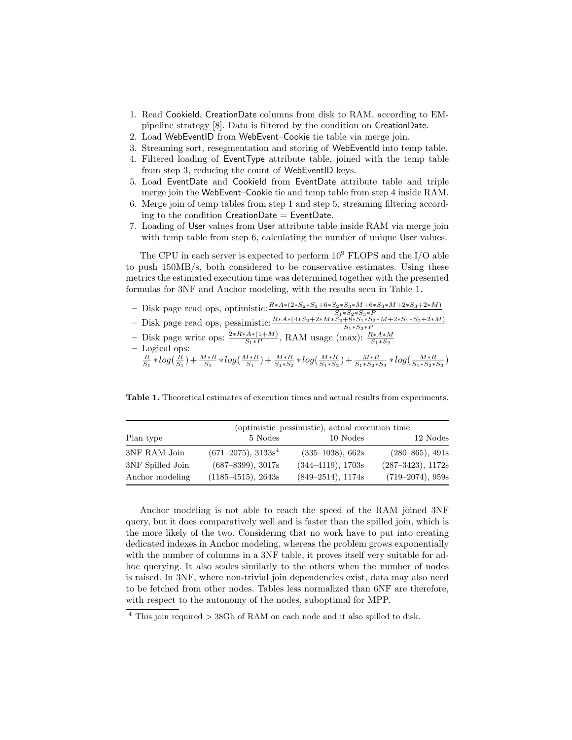1. Read CookieId, CreationDate columns from disk to RAM, according to EM-pipeline strategy [8]. Data is filtered by the condition on CreationDate.
2. Load WebEventID from WebEvent–Cookie tie table via merge join.
3. Streaming sort, resegmentation and storing of WebEventId into temp table.
4. Filtered loading of EventType attribute table, joined with the temp table from step 3, reducing the count of WebEventID keys.
5. Load EventDate and CookieId from EventDate attribute table and triple merge join the WebEvent–Cookie tie and temp table from step 4 inside RAM.
6. Merge join of temp tables from step 1 and step 5, streaming filtering according to the condition CreationDate = EventDate.
7. Loading of User values from User attribute table inside RAM via merge join with temp table from step 6, calculating the number of unique User values.

The CPU in each server is expected to perform $10^9$ FLOPS and the I/O able to push 150MB/s, both considered to be conservative estimates. Using these metrics the estimated execution time was determined together with the presented formulas for 3NF and Anchor modeling, with the results seen in Table 1.

- Disk page read ops, optimistic: $\frac{R*A*(2*S_2*S_3+6*S_2*S_3*M+6*S_3*M+2*S_3+2*M)}{S_1*S_2*S_3*P}$
- Disk page read ops, pessimistic: $\frac{R*A*(4*S_2+2*M*S_2+8*S_1*S_2*M+2*S_1*S_2+2*M)}{S_1*S_2*P}$
- Disk page write ops: $\frac{2*R*A*(1+M)}{S_1*P}$, RAM usage (max): $\frac{R*A*M}{S_1*S_2}$
- Logical ops:
  $\frac{R}{S_1}*log(\frac{R}{S_1})+\frac{M*R}{S_1}*log(\frac{M*R}{S_1})+\frac{M*R}{S_1*S_2}*log(\frac{M*R}{S_1*S_2})+\frac{M*R}{S_1*S_2*S_3}*log(\frac{M*R}{S_1*S_2*S_3})$

**Table 1.** Theoretical estimates of execution times and actual results from experiments.

| | (optimistic–pessimistic), actual execution time | | |
|---|---|---|---|
| Plan type | 5 Nodes | 10 Nodes | 12 Nodes |
| 3NF RAM Join | (671–2075), 3133s[4] | (335–1038), 662s | (280–865), 491s |
| 3NF Spilled Join | (687–8399), 3017s | (344–4119), 1703s | (287–3423), 1172s |
| Anchor modeling | (1185–4515), 2643s | (849–2514), 1174s | (719–2074), 959s |

Anchor modeling is not able to reach the speed of the RAM joined 3NF query, but it does comparatively well and is faster than the spilled join, which is the more likely of the two. Considering that no work have to put into creating dedicated indexes in Anchor modeling, whereas the problem grows exponentially with the number of columns in a 3NF table, it proves itself very suitable for ad-hoc querying. It also scales similarly to the others when the number of nodes is raised. In 3NF, where non-trivial join dependencies exist, data may also need to be fetched from other nodes. Tables less normalized than 6NF are therefore, with respect to the autonomy of the nodes, suboptimal for MPP.

[4] This join required > 38Gb of RAM on each node and it also spilled to disk.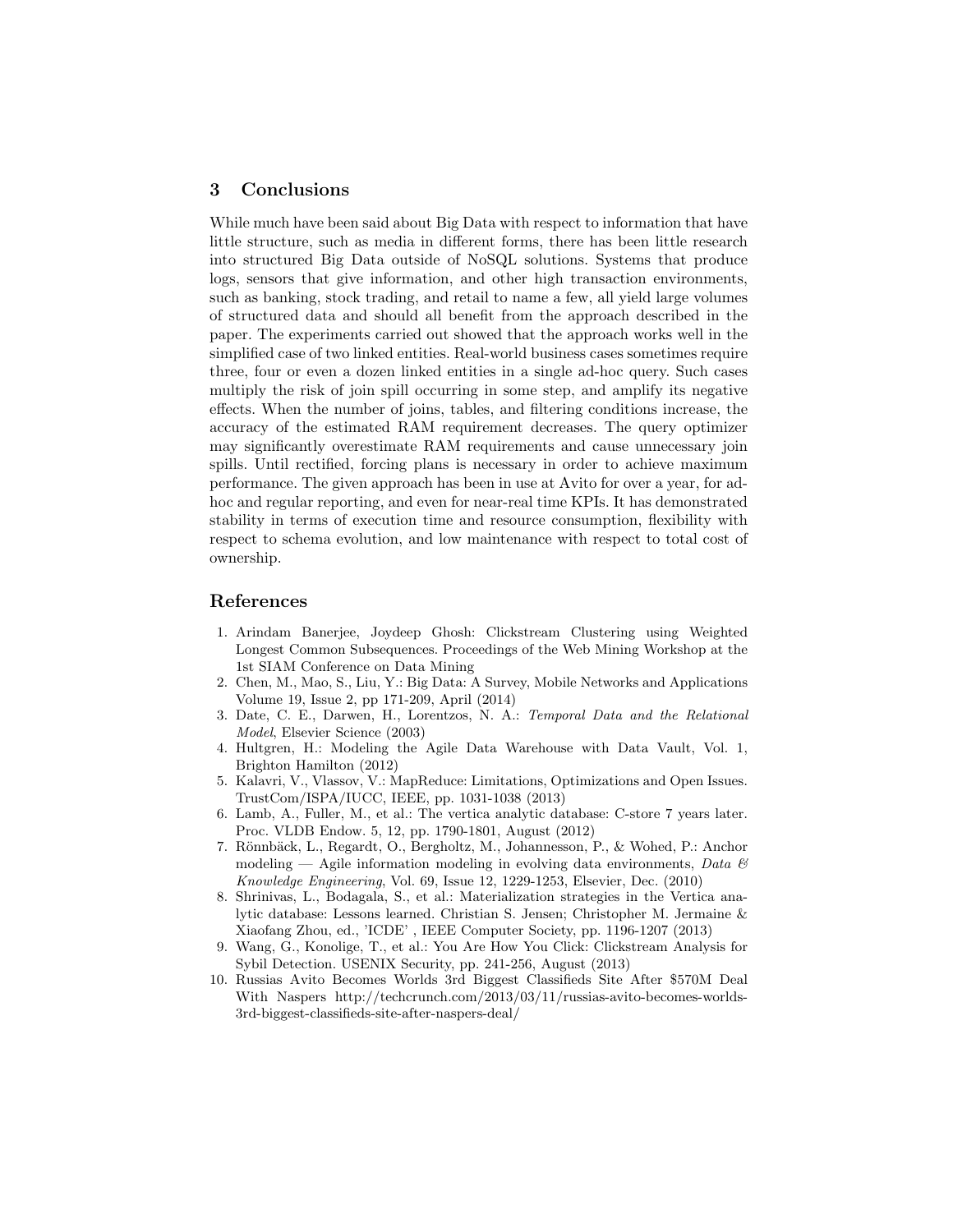## 3 Conclusions

While much have been said about Big Data with respect to information that have little structure, such as media in different forms, there has been little research into structured Big Data outside of NoSQL solutions. Systems that produce logs, sensors that give information, and other high transaction environments, such as banking, stock trading, and retail to name a few, all yield large volumes of structured data and should all benefit from the approach described in the paper. The experiments carried out showed that the approach works well in the simplified case of two linked entities. Real-world business cases sometimes require three, four or even a dozen linked entities in a single ad-hoc query. Such cases multiply the risk of join spill occurring in some step, and amplify its negative effects. When the number of joins, tables, and filtering conditions increase, the accuracy of the estimated RAM requirement decreases. The query optimizer may significantly overestimate RAM requirements and cause unnecessary join spills. Until rectified, forcing plans is necessary in order to achieve maximum performance. The given approach has been in use at Avito for over a year, for ad-hoc and regular reporting, and even for near-real time KPIs. It has demonstrated stability in terms of execution time and resource consumption, flexibility with respect to schema evolution, and low maintenance with respect to total cost of ownership.

## References

1. Arindam Banerjee, Joydeep Ghosh: Clickstream Clustering using Weighted Longest Common Subsequences. Proceedings of the Web Mining Workshop at the 1st SIAM Conference on Data Mining
2. Chen, M., Mao, S., Liu, Y.: Big Data: A Survey, Mobile Networks and Applications Volume 19, Issue 2, pp 171-209, April (2014)
3. Date, C. E., Darwen, H., Lorentzos, N. A.: *Temporal Data and the Relational Model*, Elsevier Science (2003)
4. Hultgren, H.: Modeling the Agile Data Warehouse with Data Vault, Vol. 1, Brighton Hamilton (2012)
5. Kalavri, V., Vlassov, V.: MapReduce: Limitations, Optimizations and Open Issues. TrustCom/ISPA/IUCC, IEEE, pp. 1031-1038 (2013)
6. Lamb, A., Fuller, M., et al.: The vertica analytic database: C-store 7 years later. Proc. VLDB Endow. 5, 12, pp. 1790-1801, August (2012)
7. Rönnbäck, L., Regardt, O., Bergholtz, M., Johannesson, P., & Wohed, P.: Anchor modeling — Agile information modeling in evolving data environments, *Data & Knowledge Engineering*, Vol. 69, Issue 12, 1229-1253, Elsevier, Dec. (2010)
8. Shrinivas, L., Bodagala, S., et al.: Materialization strategies in the Vertica analytic database: Lessons learned. Christian S. Jensen; Christopher M. Jermaine & Xiaofang Zhou, ed., 'ICDE' , IEEE Computer Society, pp. 1196-1207 (2013)
9. Wang, G., Konolige, T., et al.: You Are How You Click: Clickstream Analysis for Sybil Detection. USENIX Security, pp. 241-256, August (2013)
10. Russias Avito Becomes Worlds 3rd Biggest Classifieds Site After $570M Deal With Naspers http://techcrunch.com/2013/03/11/russias-avito-becomes-worlds-3rd-biggest-classifieds-site-after-naspers-deal/